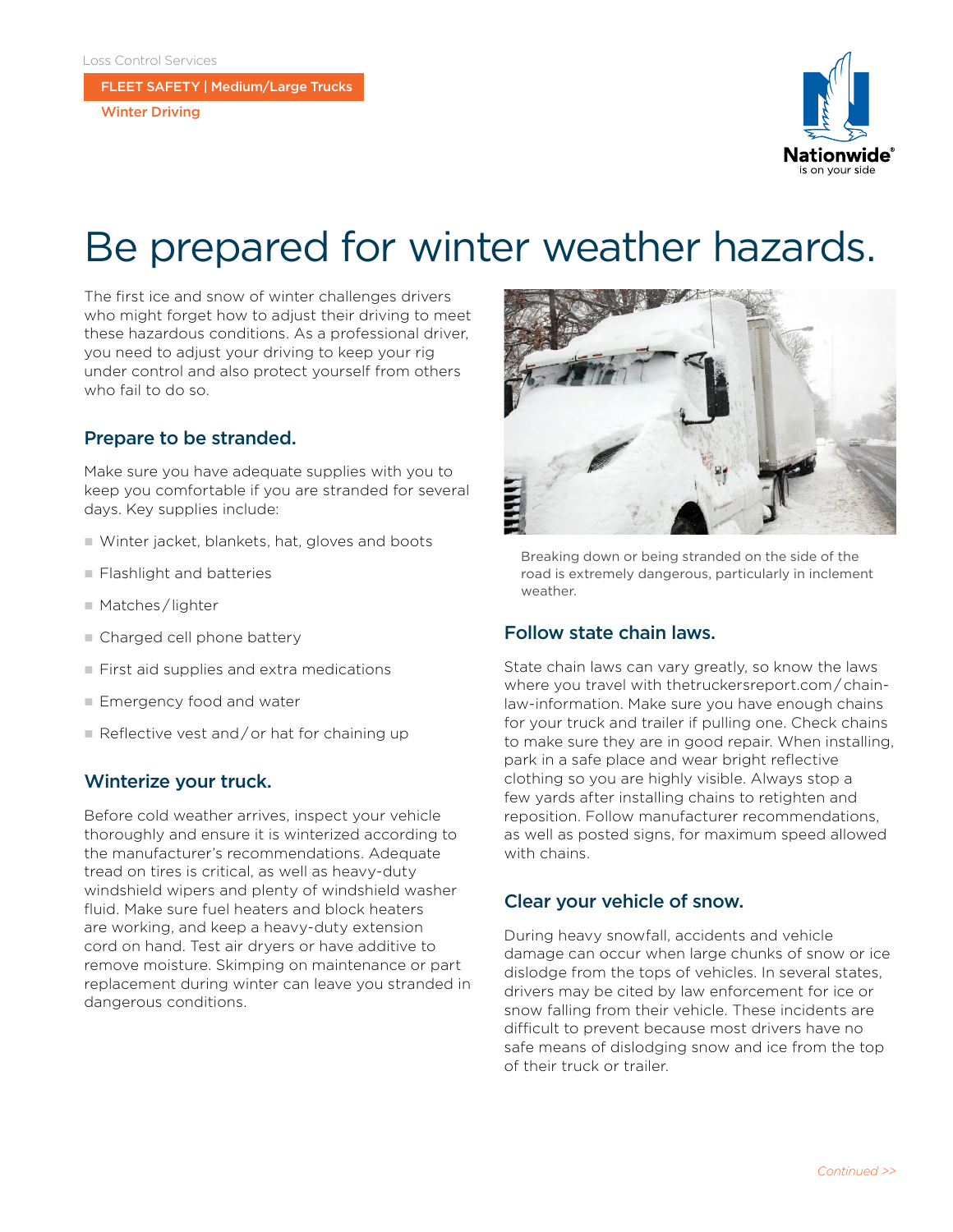Loss Control Services

**FLEET SAFETY | Medium/Large Trucks**

**Winter Driving**

# Be prepared for winter weather hazards.

The first ice and snow of winter challenges drivers who might forget how to adjust their driving to meet these hazardous conditions. As a professional driver, you need to adjust your driving to keep your rig under control and also protect yourself from others who fail to do so.

## Prepare to be stranded.

Make sure you have adequate supplies with you to keep you comfortable if you are stranded for several days. Key supplies include:

- Winter jacket, blankets, hat, gloves and boots
- Flashlight and batteries
- Matches / lighter
- Charged cell phone battery
- First aid supplies and extra medications
- Emergency food and water
- Reflective vest and / or hat for chaining up

## Winterize your truck.

Before cold weather arrives, inspect your vehicle thoroughly and ensure it is winterized according to the manufacturer's recommendations. Adequate tread on tires is critical, as well as heavy-duty windshield wipers and plenty of windshield washer fluid. Make sure fuel heaters and block heaters are working, and keep a heavy-duty extension cord on hand. Test air dryers or have additive to remove moisture. Skimping on maintenance or part replacement during winter can leave you stranded in dangerous conditions.

Breaking down or being stranded on the side of the road is extremely dangerous, particularly in inclement weather.

## Follow state chain laws.

State chain laws can vary greatly, so know the laws where you travel with thetruckersreport.com/chain-law-information. Make sure you have enough chains for your truck and trailer if pulling one. Check chains to make sure they are in good repair. When installing, park in a safe place and wear bright reflective clothing so you are highly visible. Always stop a few yards after installing chains to retighten and reposition. Follow manufacturer recommendations, as well as posted signs, for maximum speed allowed with chains.

## Clear your vehicle of snow.

During heavy snowfall, accidents and vehicle damage can occur when large chunks of snow or ice dislodge from the tops of vehicles. In several states, drivers may be cited by law enforcement for ice or snow falling from their vehicle. These incidents are difficult to prevent because most drivers have no safe means of dislodging snow and ice from the top of their truck or trailer.

*Continued >>*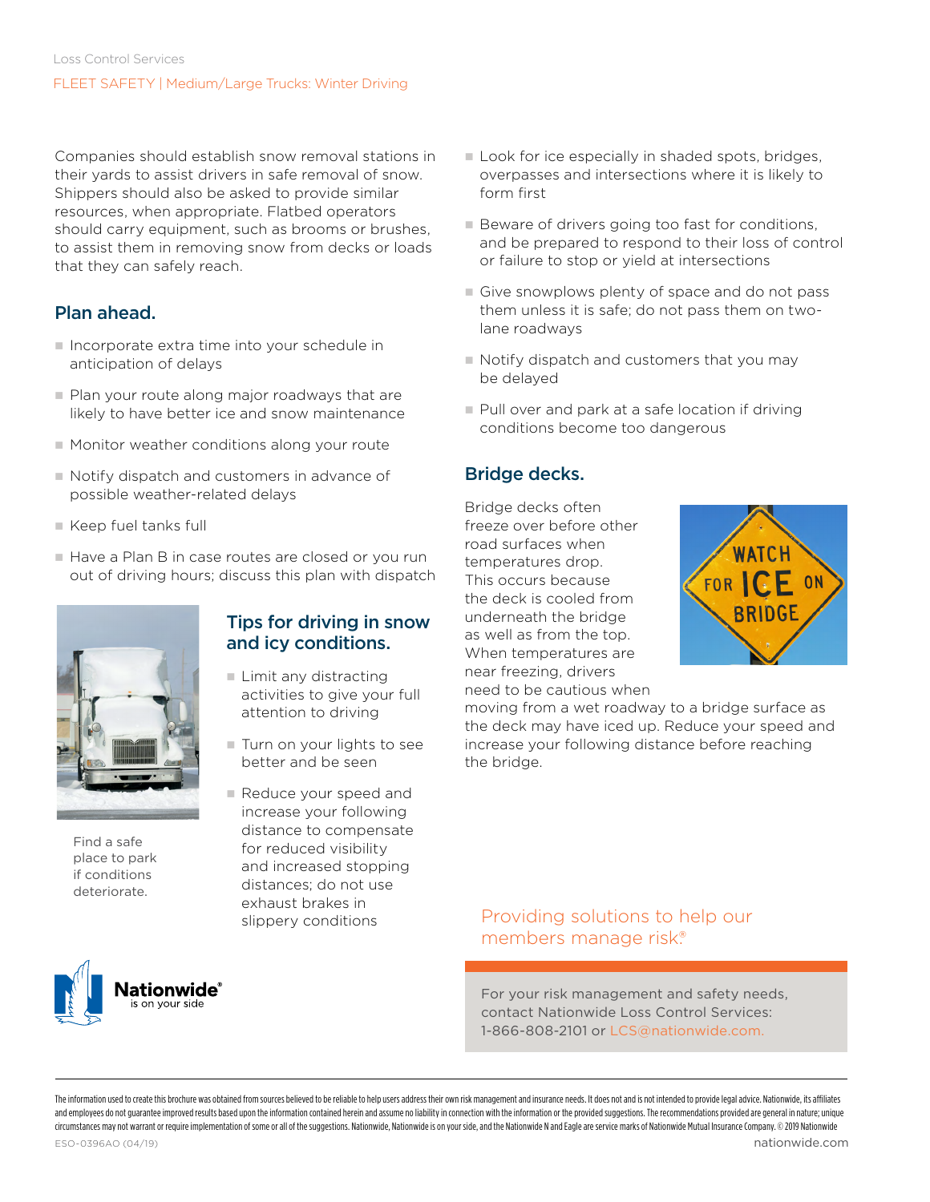Companies should establish snow removal stations in their yards to assist drivers in safe removal of snow. Shippers should also be asked to provide similar resources, when appropriate. Flatbed operators should carry equipment, such as brooms or brushes, to assist them in removing snow from decks or loads that they can safely reach.

## Plan ahead.

- Incorporate extra time into your schedule in anticipation of delays
- Plan your route along major roadways that are likely to have better ice and snow maintenance
- Monitor weather conditions along your route
- Notify dispatch and customers in advance of possible weather-related delays
- Keep fuel tanks full
- Have a Plan B in case routes are closed or you run out of driving hours; discuss this plan with dispatch

Find a safe place to park if conditions deteriorate.

## Tips for driving in snow and icy conditions.

- Limit any distracting activities to give your full attention to driving
- Turn on your lights to see better and be seen
- Reduce your speed and increase your following distance to compensate for reduced visibility and increased stopping distances; do not use exhaust brakes in slippery conditions
- Look for ice especially in shaded spots, bridges, overpasses and intersections where it is likely to form first
- Beware of drivers going too fast for conditions, and be prepared to respond to their loss of control or failure to stop or yield at intersections
- Give snowplows plenty of space and do not pass them unless it is safe; do not pass them on two-lane roadways
- Notify dispatch and customers that you may be delayed
- Pull over and park at a safe location if driving conditions become too dangerous

## Bridge decks.

Bridge decks often freeze over before other road surfaces when temperatures drop. This occurs because the deck is cooled from underneath the bridge as well as from the top. When temperatures are near freezing, drivers need to be cautious when moving from a wet roadway to a bridge surface as the deck may have iced up. Reduce your speed and increase your following distance before reaching the bridge.

Providing solutions to help our members manage risk®

For your risk management and safety needs, contact Nationwide Loss Control Services: 1-866-808-2101 or LCS@nationwide.com.

The information used to create this brochure was obtained from sources believed to be reliable to help users address their own risk management and insurance needs. It does not and is not intended to provide legal advice. Nationwide, its affiliates and employees do not guarantee improved results based upon the information contained herein and assume no liability in connection with the information or the provided suggestions. The recommendations provided are general in nature; unique circumstances may not warrant or require implementation of some or all of the suggestions. Nationwide, Nationwide is on your side, and the Nationwide N and Eagle are service marks of Nationwide Mutual Insurance Company. © 2019 Nationwide

ESO-0396AO (04/19)

nationwide.com